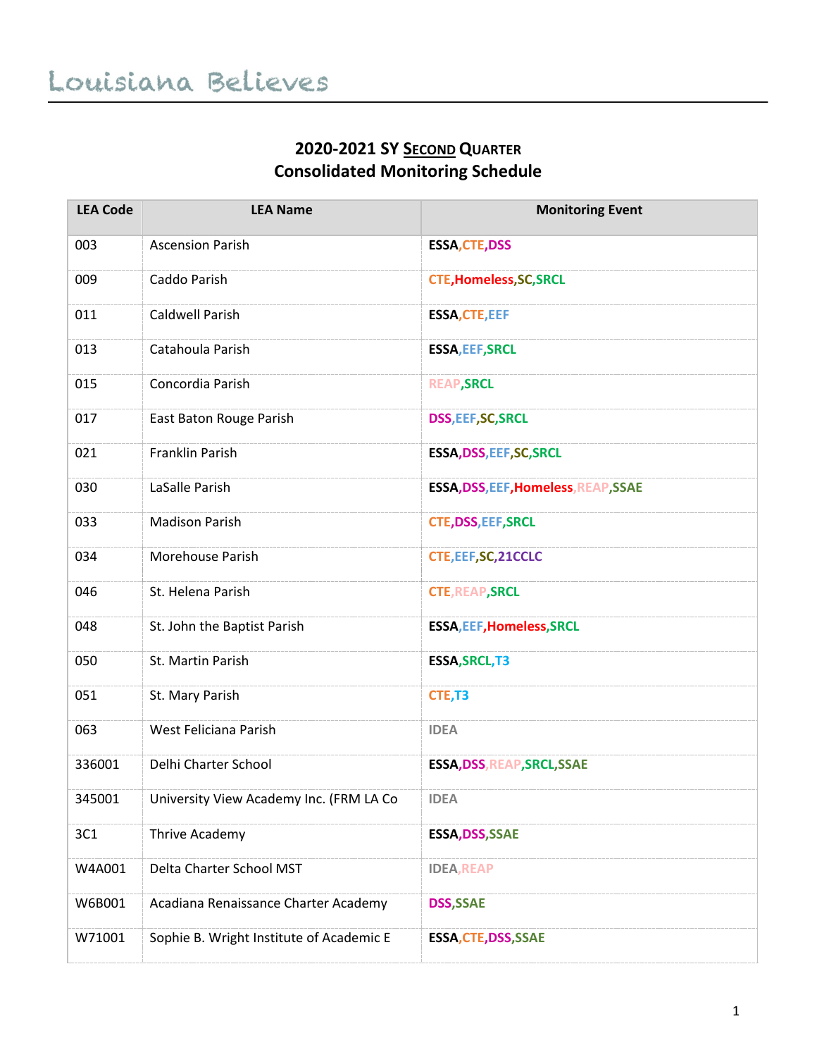Louisiana Believes

## 2020-2021 SY Second Quarter
## Consolidated Monitoring Schedule

| LEA Code | LEA Name | Monitoring Event |
|---|---|---|
| 003 | Ascension Parish | ESSA,CTE,DSS |
| 009 | Caddo Parish | CTE,Homeless,SC,SRCL |
| 011 | Caldwell Parish | ESSA,CTE,EEF |
| 013 | Catahoula Parish | ESSA,EEF,SRCL |
| 015 | Concordia Parish | REAP,SRCL |
| 017 | East Baton Rouge Parish | DSS,EEF,SC,SRCL |
| 021 | Franklin Parish | ESSA,DSS,EEF,SC,SRCL |
| 030 | LaSalle Parish | ESSA,DSS,EEF,Homeless,REAP,SSAE |
| 033 | Madison Parish | CTE,DSS,EEF,SRCL |
| 034 | Morehouse Parish | CTE,EEF,SC,21CCLC |
| 046 | St. Helena Parish | CTE,REAP,SRCL |
| 048 | St. John the Baptist Parish | ESSA,EEF,Homeless,SRCL |
| 050 | St. Martin Parish | ESSA,SRCL,T3 |
| 051 | St. Mary Parish | CTE,T3 |
| 063 | West Feliciana Parish | IDEA |
| 336001 | Delhi Charter School | ESSA,DSS,REAP,SRCL,SSAE |
| 345001 | University View Academy Inc. (FRM LA Co | IDEA |
| 3C1 | Thrive Academy | ESSA,DSS,SSAE |
| W4A001 | Delta Charter School MST | IDEA,REAP |
| W6B001 | Acadiana Renaissance Charter Academy | DSS,SSAE |
| W71001 | Sophie B. Wright Institute of Academic E | ESSA,CTE,DSS,SSAE |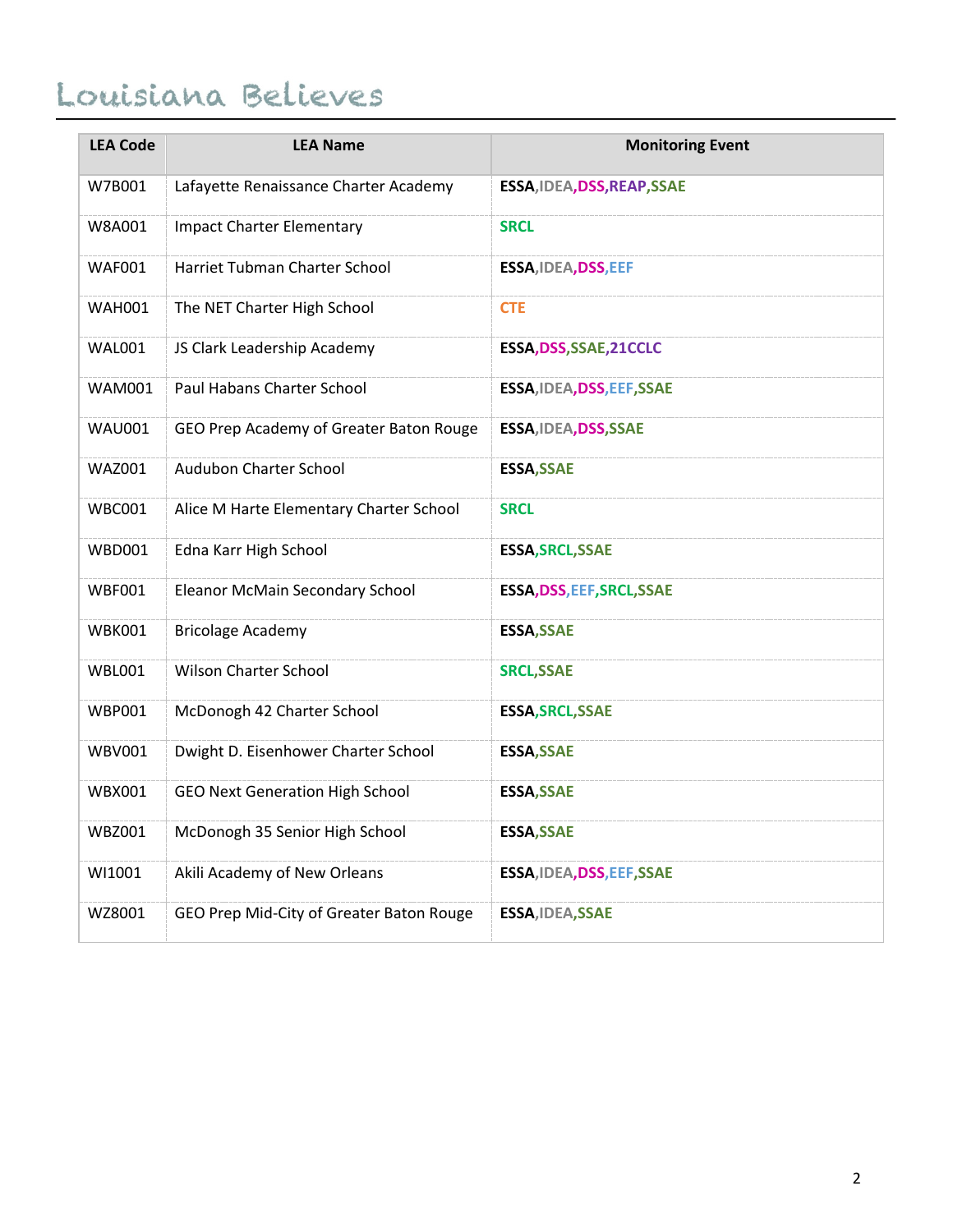| LEA Code | LEA Name | Monitoring Event |
|---|---|---|
| W7B001 | Lafayette Renaissance Charter Academy | ESSA,IDEA,DSS,REAP,SSAE |
| W8A001 | Impact Charter Elementary | SRCL |
| WAF001 | Harriet Tubman Charter School | ESSA,IDEA,DSS,EEF |
| WAH001 | The NET Charter High School | CTE |
| WAL001 | JS Clark Leadership Academy | ESSA,DSS,SSAE,21CCLC |
| WAM001 | Paul Habans Charter School | ESSA,IDEA,DSS,EEF,SSAE |
| WAU001 | GEO Prep Academy of Greater Baton Rouge | ESSA,IDEA,DSS,SSAE |
| WAZ001 | Audubon Charter School | ESSA,SSAE |
| WBC001 | Alice M Harte Elementary Charter School | SRCL |
| WBD001 | Edna Karr High School | ESSA,SRCL,SSAE |
| WBF001 | Eleanor McMain Secondary School | ESSA,DSS,EEF,SRCL,SSAE |
| WBK001 | Bricolage Academy | ESSA,SSAE |
| WBL001 | Wilson Charter School | SRCL,SSAE |
| WBP001 | McDonogh 42 Charter School | ESSA,SRCL,SSAE |
| WBV001 | Dwight D. Eisenhower Charter School | ESSA,SSAE |
| WBX001 | GEO Next Generation High School | ESSA,SSAE |
| WBZ001 | McDonogh 35 Senior High School | ESSA,SSAE |
| WI1001 | Akili Academy of New Orleans | ESSA,IDEA,DSS,EEF,SSAE |
| WZ8001 | GEO Prep Mid-City of Greater Baton Rouge | ESSA,IDEA,SSAE |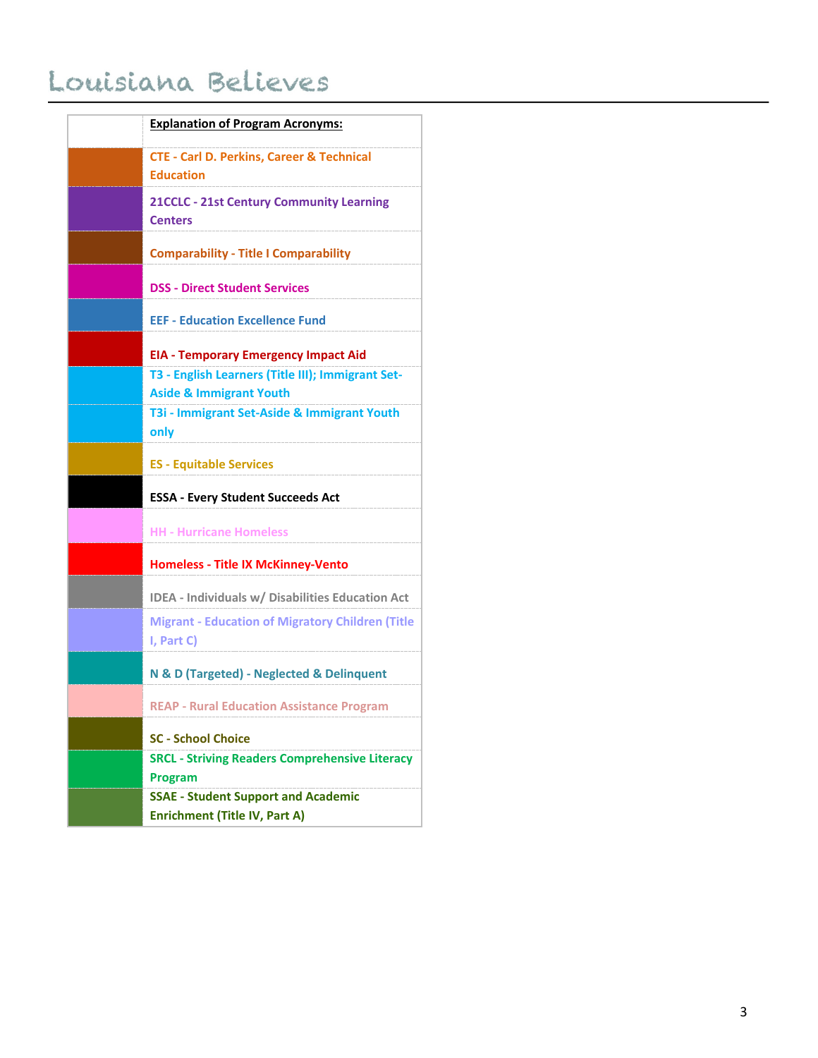| | Explanation of Program Acronyms: |
|---|---|
| | CTE - Carl D. Perkins, Career & Technical Education |
| | 21CCLC - 21st Century Community Learning Centers |
| | Comparability - Title I Comparability |
| | DSS - Direct Student Services |
| | EEF - Education Excellence Fund |
| | EIA - Temporary Emergency Impact Aid |
| | T3 - English Learners (Title III); Immigrant Set-Aside & Immigrant Youth |
| | T3i - Immigrant Set-Aside & Immigrant Youth only |
| | ES - Equitable Services |
| | ESSA - Every Student Succeeds Act |
| | HH - Hurricane Homeless |
| | Homeless - Title IX McKinney-Vento |
| | IDEA - Individuals w/ Disabilities Education Act |
| | Migrant - Education of Migratory Children (Title I, Part C) |
| | N & D (Targeted) - Neglected & Delinquent |
| | REAP - Rural Education Assistance Program |
| | SC - School Choice |
| | SRCL - Striving Readers Comprehensive Literacy Program |
| | SSAE - Student Support and Academic Enrichment (Title IV, Part A) |